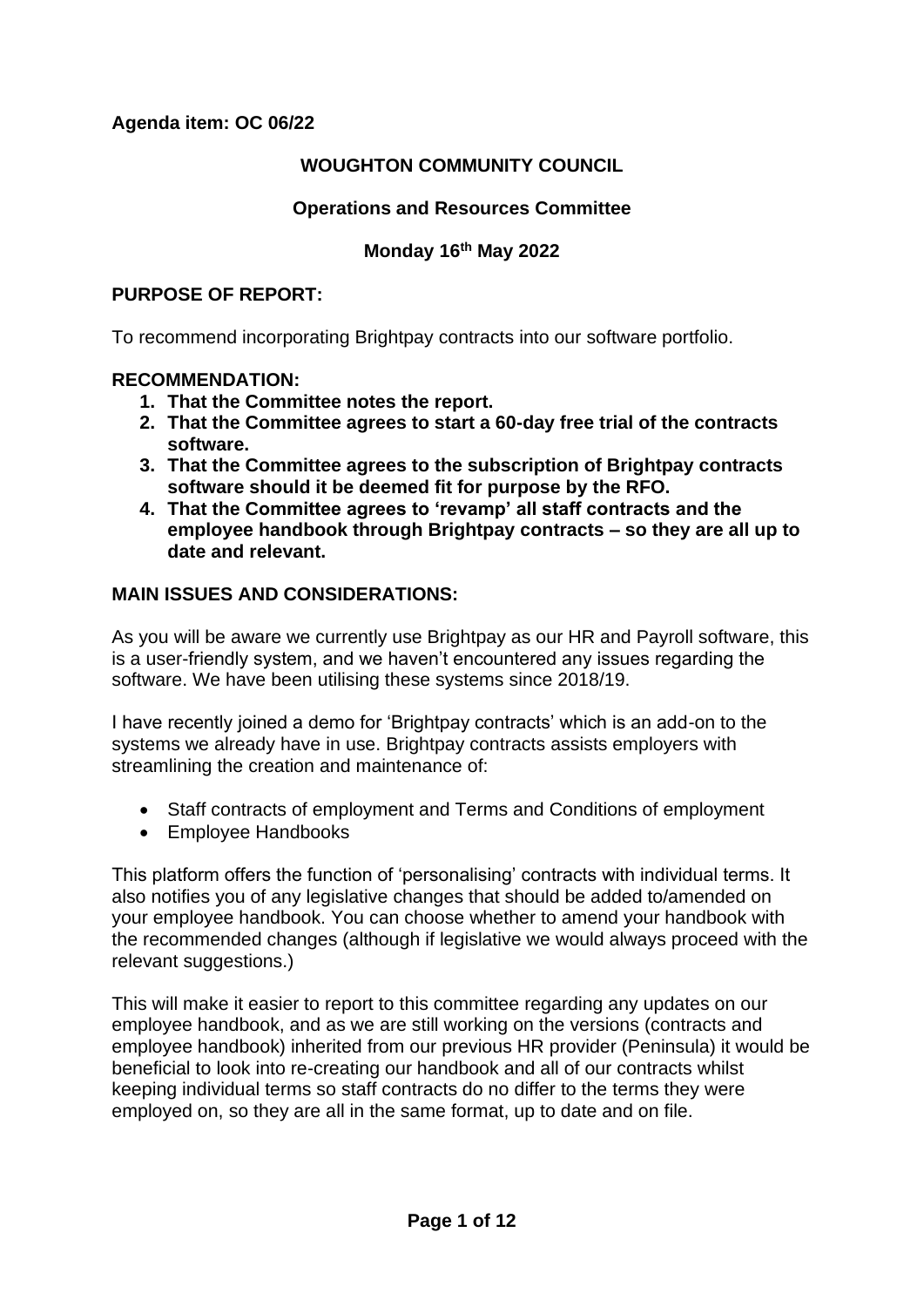**Agenda item: OC 06/22**

**WOUGHTON COMMUNITY COUNCIL**

**Operations and Resources Committee**

**Monday 16th May 2022**

**PURPOSE OF REPORT:**

To recommend incorporating Brightpay contracts into our software portfolio.

**RECOMMENDATION:**

1. **That the Committee notes the report.**
2. **That the Committee agrees to start a 60-day free trial of the contracts software.**
3. **That the Committee agrees to the subscription of Brightpay contracts software should it be deemed fit for purpose by the RFO.**
4. **That the Committee agrees to 'revamp' all staff contracts and the employee handbook through Brightpay contracts – so they are all up to date and relevant.**

**MAIN ISSUES AND CONSIDERATIONS:**

As you will be aware we currently use Brightpay as our HR and Payroll software, this is a user-friendly system, and we haven't encountered any issues regarding the software. We have been utilising these systems since 2018/19.

I have recently joined a demo for 'Brightpay contracts' which is an add-on to the systems we already have in use. Brightpay contracts assists employers with streamlining the creation and maintenance of:

- Staff contracts of employment and Terms and Conditions of employment
- Employee Handbooks

This platform offers the function of 'personalising' contracts with individual terms. It also notifies you of any legislative changes that should be added to/amended on your employee handbook. You can choose whether to amend your handbook with the recommended changes (although if legislative we would always proceed with the relevant suggestions.)

This will make it easier to report to this committee regarding any updates on our employee handbook, and as we are still working on the versions (contracts and employee handbook) inherited from our previous HR provider (Peninsula) it would be beneficial to look into re-creating our handbook and all of our contracts whilst keeping individual terms so staff contracts do no differ to the terms they were employed on, so they are all in the same format, up to date and on file.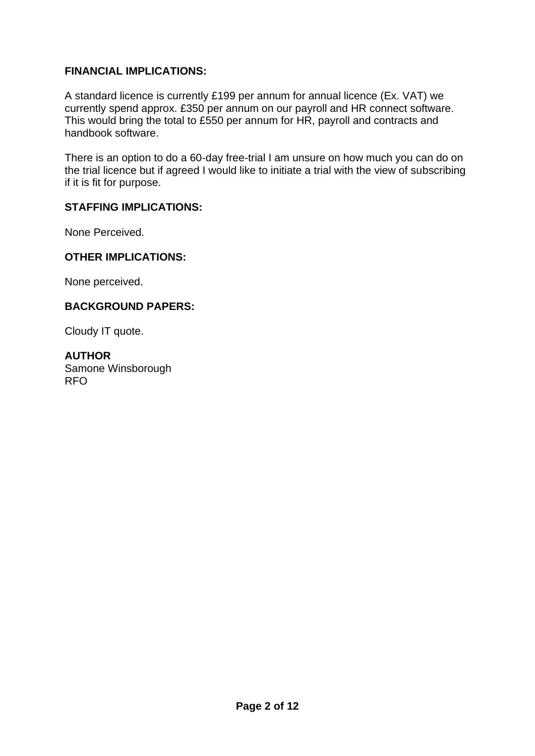**FINANCIAL IMPLICATIONS:**

A standard licence is currently £199 per annum for annual licence (Ex. VAT) we currently spend approx. £350 per annum on our payroll and HR connect software. This would bring the total to £550 per annum for HR, payroll and contracts and handbook software.

There is an option to do a 60-day free-trial I am unsure on how much you can do on the trial licence but if agreed I would like to initiate a trial with the view of subscribing if it is fit for purpose.

**STAFFING IMPLICATIONS:**

None Perceived.

**OTHER IMPLICATIONS:**

None perceived.

**BACKGROUND PAPERS:**

Cloudy IT quote.

**AUTHOR**
Samone Winsborough
RFO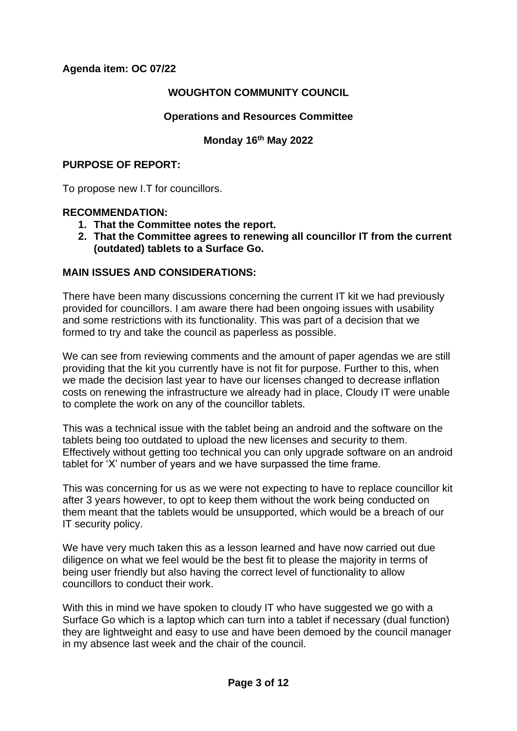**Agenda item: OC 07/22**

**WOUGHTON COMMUNITY COUNCIL**

**Operations and Resources Committee**

**Monday 16th May 2022**

**PURPOSE OF REPORT:**

To propose new I.T for councillors.

**RECOMMENDATION:**

1. **That the Committee notes the report.**
2. **That the Committee agrees to renewing all councillor IT from the current (outdated) tablets to a Surface Go.**

**MAIN ISSUES AND CONSIDERATIONS:**

There have been many discussions concerning the current IT kit we had previously provided for councillors. I am aware there had been ongoing issues with usability and some restrictions with its functionality. This was part of a decision that we formed to try and take the council as paperless as possible.

We can see from reviewing comments and the amount of paper agendas we are still providing that the kit you currently have is not fit for purpose. Further to this, when we made the decision last year to have our licenses changed to decrease inflation costs on renewing the infrastructure we already had in place, Cloudy IT were unable to complete the work on any of the councillor tablets.

This was a technical issue with the tablet being an android and the software on the tablets being too outdated to upload the new licenses and security to them. Effectively without getting too technical you can only upgrade software on an android tablet for 'X' number of years and we have surpassed the time frame.

This was concerning for us as we were not expecting to have to replace councillor kit after 3 years however, to opt to keep them without the work being conducted on them meant that the tablets would be unsupported, which would be a breach of our IT security policy.

We have very much taken this as a lesson learned and have now carried out due diligence on what we feel would be the best fit to please the majority in terms of being user friendly but also having the correct level of functionality to allow councillors to conduct their work.

With this in mind we have spoken to cloudy IT who have suggested we go with a Surface Go which is a laptop which can turn into a tablet if necessary (dual function) they are lightweight and easy to use and have been demoed by the council manager in my absence last week and the chair of the council.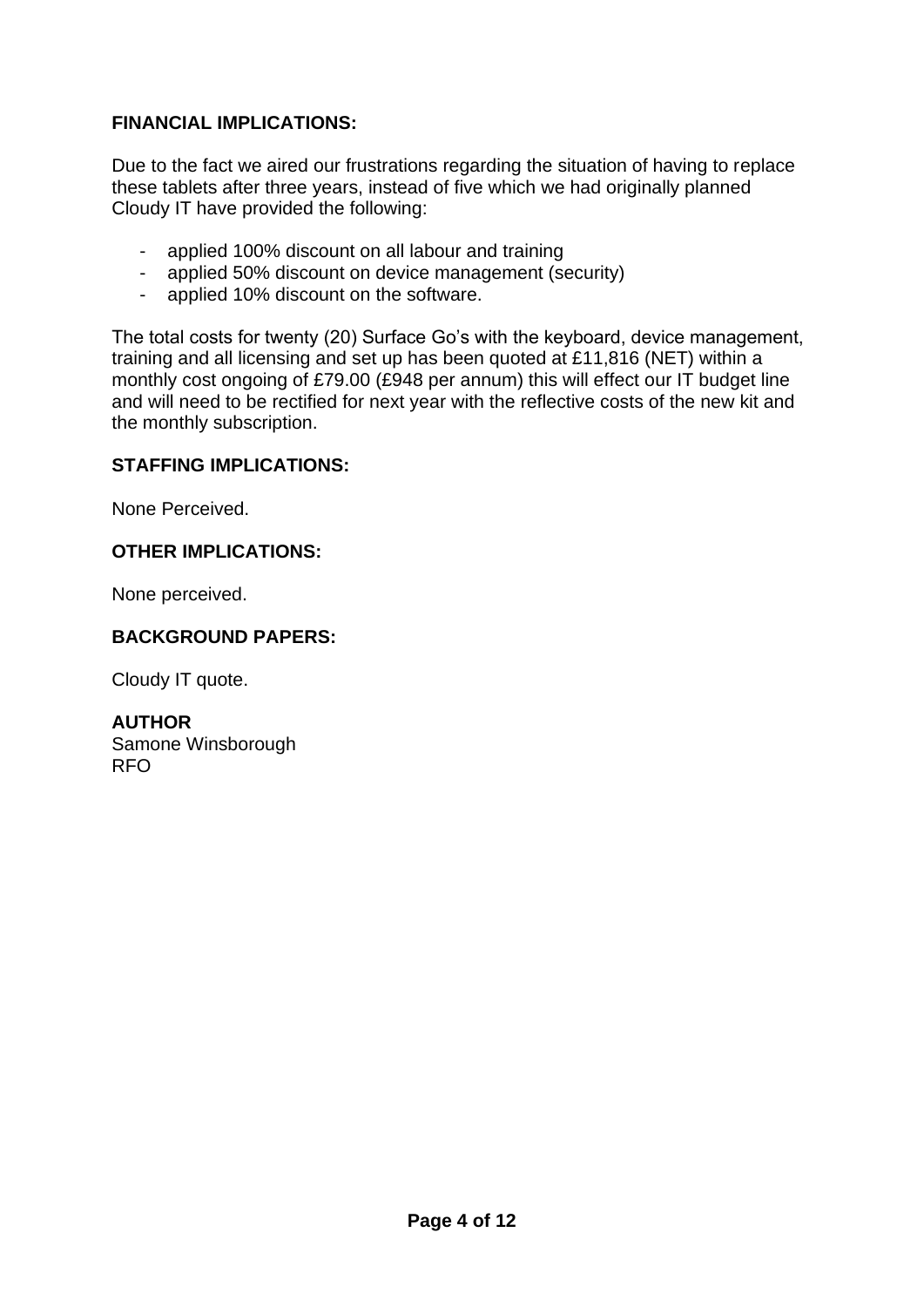**FINANCIAL IMPLICATIONS:**

Due to the fact we aired our frustrations regarding the situation of having to replace these tablets after three years, instead of five which we had originally planned Cloudy IT have provided the following:

- applied 100% discount on all labour and training
- applied 50% discount on device management (security)
- applied 10% discount on the software.

The total costs for twenty (20) Surface Go's with the keyboard, device management, training and all licensing and set up has been quoted at £11,816 (NET) within a monthly cost ongoing of £79.00 (£948 per annum) this will effect our IT budget line and will need to be rectified for next year with the reflective costs of the new kit and the monthly subscription.

**STAFFING IMPLICATIONS:**

None Perceived.

**OTHER IMPLICATIONS:**

None perceived.

**BACKGROUND PAPERS:**

Cloudy IT quote.

**AUTHOR**
Samone Winsborough
RFO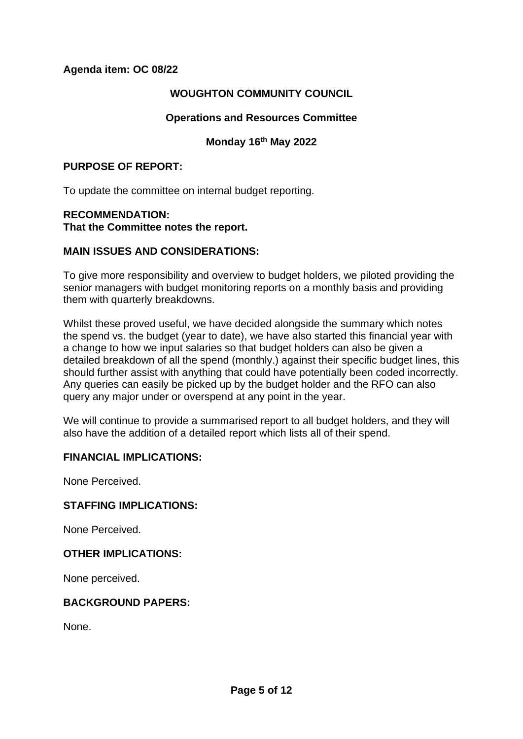**Agenda item: OC 08/22**

# WOUGHTON COMMUNITY COUNCIL

## Operations and Resources Committee

**Monday 16th May 2022**

**PURPOSE OF REPORT:**

To update the committee on internal budget reporting.

**RECOMMENDATION:**
**That the Committee notes the report.**

**MAIN ISSUES AND CONSIDERATIONS:**

To give more responsibility and overview to budget holders, we piloted providing the senior managers with budget monitoring reports on a monthly basis and providing them with quarterly breakdowns.

Whilst these proved useful, we have decided alongside the summary which notes the spend vs. the budget (year to date), we have also started this financial year with a change to how we input salaries so that budget holders can also be given a detailed breakdown of all the spend (monthly.) against their specific budget lines, this should further assist with anything that could have potentially been coded incorrectly. Any queries can easily be picked up by the budget holder and the RFO can also query any major under or overspend at any point in the year.

We will continue to provide a summarised report to all budget holders, and they will also have the addition of a detailed report which lists all of their spend.

**FINANCIAL IMPLICATIONS:**

None Perceived.

**STAFFING IMPLICATIONS:**

None Perceived.

**OTHER IMPLICATIONS:**

None perceived.

**BACKGROUND PAPERS:**

None.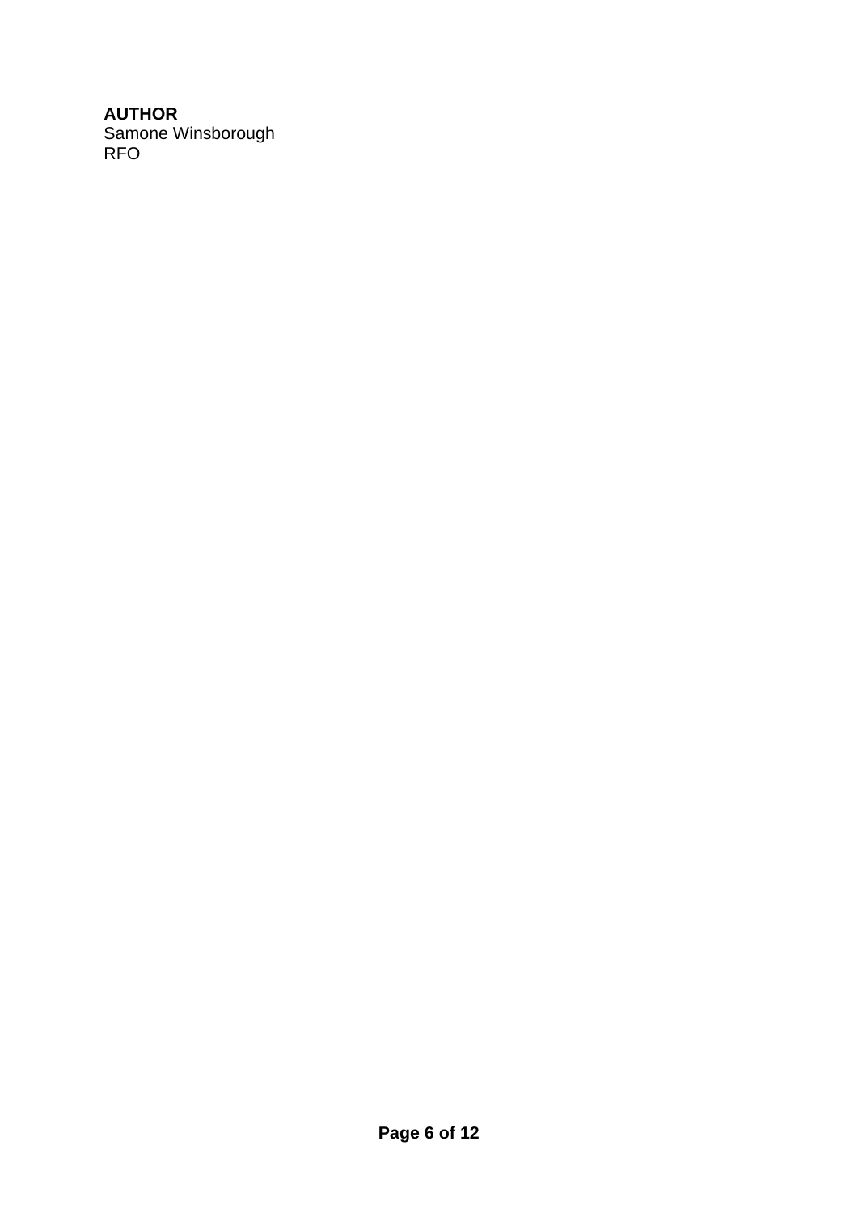**AUTHOR**
Samone Winsborough
RFO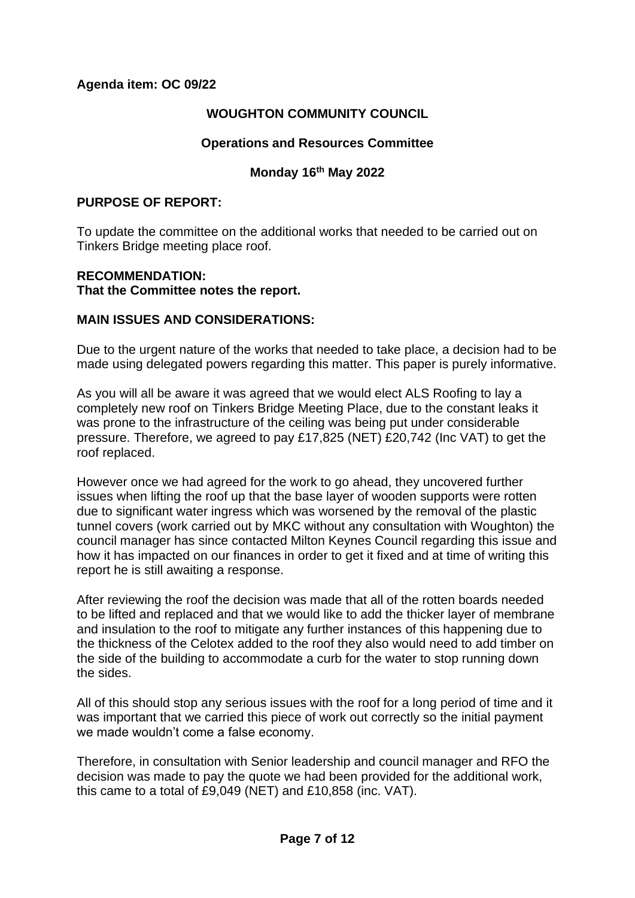**Agenda item: OC 09/22**

**WOUGHTON COMMUNITY COUNCIL**

**Operations and Resources Committee**

**Monday 16th May 2022**

**PURPOSE OF REPORT:**

To update the committee on the additional works that needed to be carried out on Tinkers Bridge meeting place roof.

**RECOMMENDATION:**
**That the Committee notes the report.**

**MAIN ISSUES AND CONSIDERATIONS:**

Due to the urgent nature of the works that needed to take place, a decision had to be made using delegated powers regarding this matter. This paper is purely informative.

As you will all be aware it was agreed that we would elect ALS Roofing to lay a completely new roof on Tinkers Bridge Meeting Place, due to the constant leaks it was prone to the infrastructure of the ceiling was being put under considerable pressure. Therefore, we agreed to pay £17,825 (NET) £20,742 (Inc VAT) to get the roof replaced.

However once we had agreed for the work to go ahead, they uncovered further issues when lifting the roof up that the base layer of wooden supports were rotten due to significant water ingress which was worsened by the removal of the plastic tunnel covers (work carried out by MKC without any consultation with Woughton) the council manager has since contacted Milton Keynes Council regarding this issue and how it has impacted on our finances in order to get it fixed and at time of writing this report he is still awaiting a response.

After reviewing the roof the decision was made that all of the rotten boards needed to be lifted and replaced and that we would like to add the thicker layer of membrane and insulation to the roof to mitigate any further instances of this happening due to the thickness of the Celotex added to the roof they also would need to add timber on the side of the building to accommodate a curb for the water to stop running down the sides.

All of this should stop any serious issues with the roof for a long period of time and it was important that we carried this piece of work out correctly so the initial payment we made wouldn't come a false economy.

Therefore, in consultation with Senior leadership and council manager and RFO the decision was made to pay the quote we had been provided for the additional work, this came to a total of £9,049 (NET) and £10,858 (inc. VAT).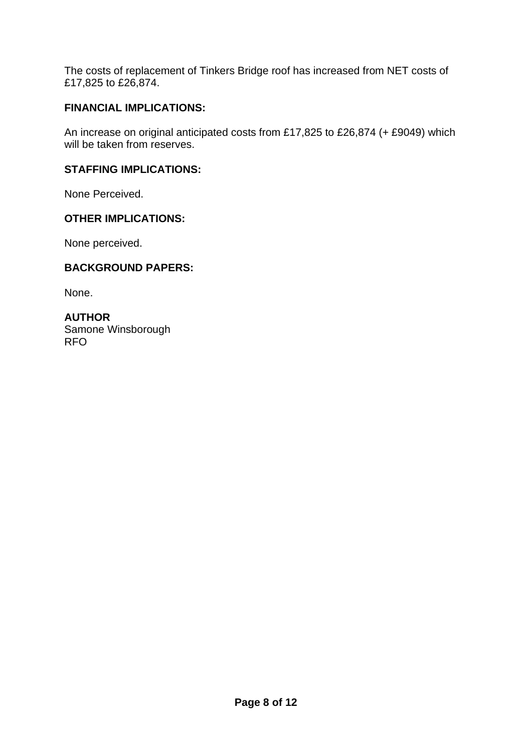The costs of replacement of Tinkers Bridge roof has increased from NET costs of £17,825 to £26,874.

**FINANCIAL IMPLICATIONS:**

An increase on original anticipated costs from £17,825 to £26,874 (+ £9049) which will be taken from reserves.

**STAFFING IMPLICATIONS:**

None Perceived.

**OTHER IMPLICATIONS:**

None perceived.

**BACKGROUND PAPERS:**

None.

**AUTHOR**
Samone Winsborough
RFO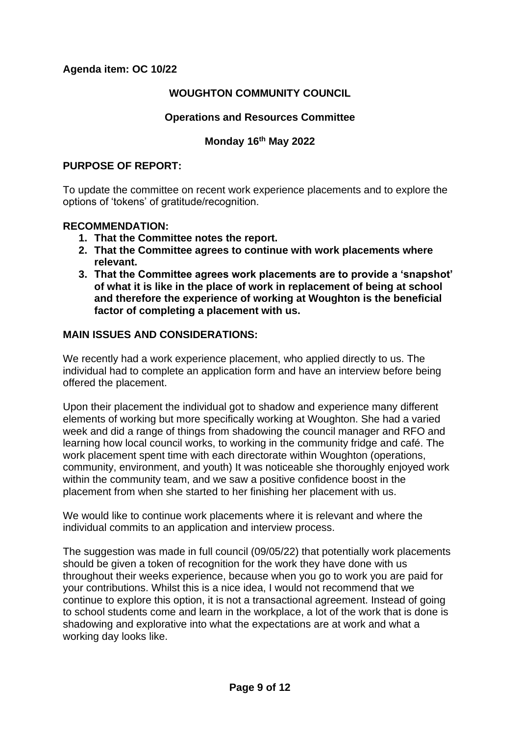**Agenda item: OC 10/22**

**WOUGHTON COMMUNITY COUNCIL**

**Operations and Resources Committee**

**Monday 16th May 2022**

**PURPOSE OF REPORT:**

To update the committee on recent work experience placements and to explore the options of 'tokens' of gratitude/recognition.

**RECOMMENDATION:**

1. **That the Committee notes the report.**
2. **That the Committee agrees to continue with work placements where relevant.**
3. **That the Committee agrees work placements are to provide a 'snapshot' of what it is like in the place of work in replacement of being at school and therefore the experience of working at Woughton is the beneficial factor of completing a placement with us.**

**MAIN ISSUES AND CONSIDERATIONS:**

We recently had a work experience placement, who applied directly to us. The individual had to complete an application form and have an interview before being offered the placement.

Upon their placement the individual got to shadow and experience many different elements of working but more specifically working at Woughton. She had a varied week and did a range of things from shadowing the council manager and RFO and learning how local council works, to working in the community fridge and café. The work placement spent time with each directorate within Woughton (operations, community, environment, and youth) It was noticeable she thoroughly enjoyed work within the community team, and we saw a positive confidence boost in the placement from when she started to her finishing her placement with us.

We would like to continue work placements where it is relevant and where the individual commits to an application and interview process.

The suggestion was made in full council (09/05/22) that potentially work placements should be given a token of recognition for the work they have done with us throughout their weeks experience, because when you go to work you are paid for your contributions. Whilst this is a nice idea, I would not recommend that we continue to explore this option, it is not a transactional agreement. Instead of going to school students come and learn in the workplace, a lot of the work that is done is shadowing and explorative into what the expectations are at work and what a working day looks like.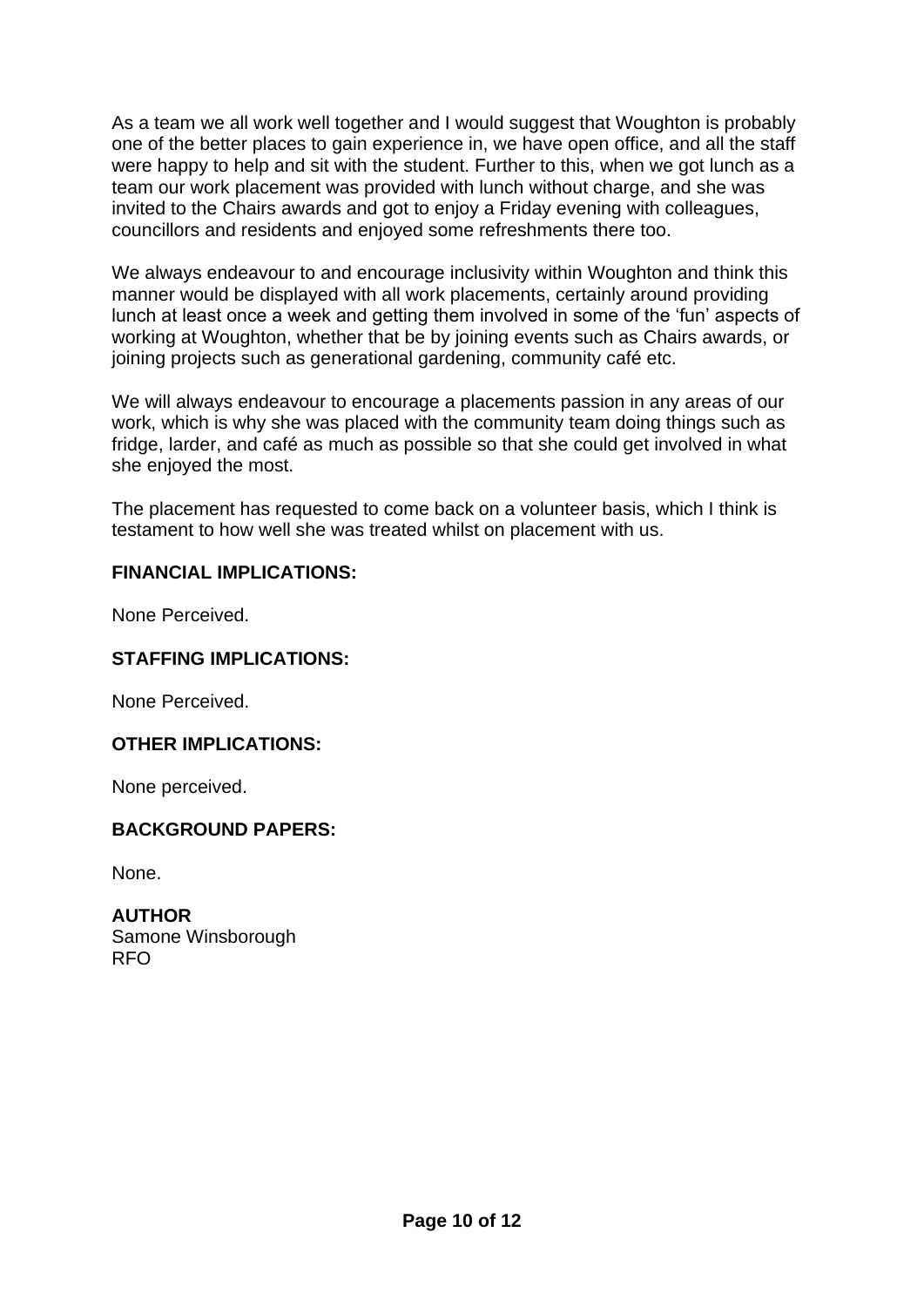As a team we all work well together and I would suggest that Woughton is probably one of the better places to gain experience in, we have open office, and all the staff were happy to help and sit with the student. Further to this, when we got lunch as a team our work placement was provided with lunch without charge, and she was invited to the Chairs awards and got to enjoy a Friday evening with colleagues, councillors and residents and enjoyed some refreshments there too.

We always endeavour to and encourage inclusivity within Woughton and think this manner would be displayed with all work placements, certainly around providing lunch at least once a week and getting them involved in some of the 'fun' aspects of working at Woughton, whether that be by joining events such as Chairs awards, or joining projects such as generational gardening, community café etc.

We will always endeavour to encourage a placements passion in any areas of our work, which is why she was placed with the community team doing things such as fridge, larder, and café as much as possible so that she could get involved in what she enjoyed the most.

The placement has requested to come back on a volunteer basis, which I think is testament to how well she was treated whilst on placement with us.

**FINANCIAL IMPLICATIONS:**

None Perceived.

**STAFFING IMPLICATIONS:**

None Perceived.

**OTHER IMPLICATIONS:**

None perceived.

**BACKGROUND PAPERS:**

None.

**AUTHOR**
Samone Winsborough
RFO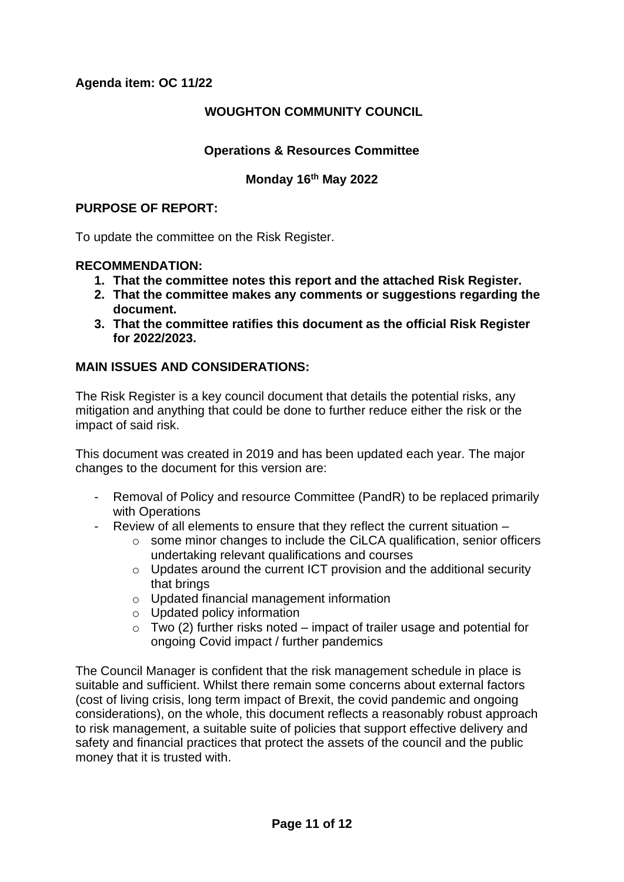**Agenda item: OC 11/22**

## WOUGHTON COMMUNITY COUNCIL

### Operations & Resources Committee

**Monday 16th May 2022**

**PURPOSE OF REPORT:**

To update the committee on the Risk Register.

**RECOMMENDATION:**

1. **That the committee notes this report and the attached Risk Register.**
2. **That the committee makes any comments or suggestions regarding the document.**
3. **That the committee ratifies this document as the official Risk Register for 2022/2023.**

**MAIN ISSUES AND CONSIDERATIONS:**

The Risk Register is a key council document that details the potential risks, any mitigation and anything that could be done to further reduce either the risk or the impact of said risk.

This document was created in 2019 and has been updated each year. The major changes to the document for this version are:

- Removal of Policy and resource Committee (PandR) to be replaced primarily with Operations
- Review of all elements to ensure that they reflect the current situation –
    - some minor changes to include the CiLCA qualification, senior officers undertaking relevant qualifications and courses
    - Updates around the current ICT provision and the additional security that brings
    - Updated financial management information
    - Updated policy information
    - Two (2) further risks noted – impact of trailer usage and potential for ongoing Covid impact / further pandemics

The Council Manager is confident that the risk management schedule in place is suitable and sufficient. Whilst there remain some concerns about external factors (cost of living crisis, long term impact of Brexit, the covid pandemic and ongoing considerations), on the whole, this document reflects a reasonably robust approach to risk management, a suitable suite of policies that support effective delivery and safety and financial practices that protect the assets of the council and the public money that it is trusted with.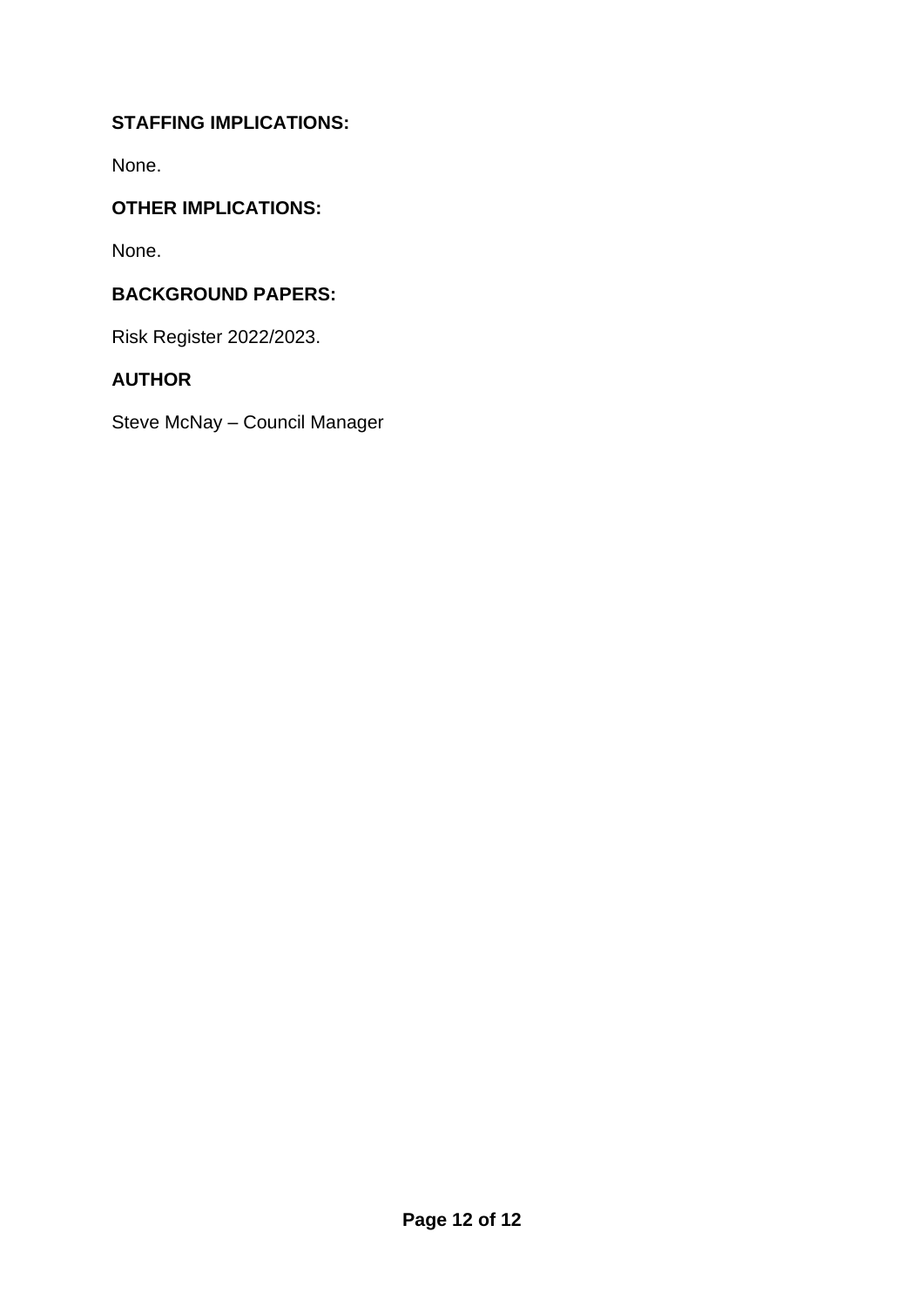**STAFFING IMPLICATIONS:**

None.

**OTHER IMPLICATIONS:**

None.

**BACKGROUND PAPERS:**

Risk Register 2022/2023.

**AUTHOR**

Steve McNay – Council Manager